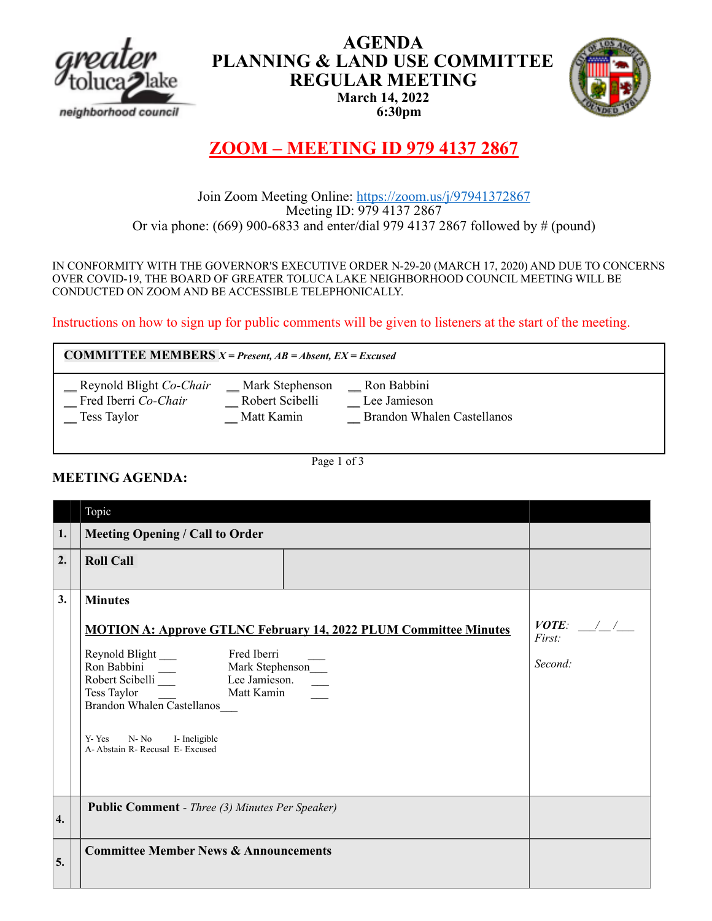# AGENDA
# PLANNING & LAND USE COMMITTEE REGULAR MEETING

**March 14, 2022**
**6:30pm**

## ZOOM – MEETING ID 979 4137 2867

Join Zoom Meeting Online: https://zoom.us/j/97941372867
Meeting ID: 979 4137 2867
Or via phone: (669) 900-6833 and enter/dial 979 4137 2867 followed by # (pound)

IN CONFORMITY WITH THE GOVERNOR'S EXECUTIVE ORDER N-29-20 (MARCH 17, 2020) AND DUE TO CONCERNS OVER COVID-19, THE BOARD OF GREATER TOLUCA LAKE NEIGHBORHOOD COUNCIL MEETING WILL BE CONDUCTED ON ZOOM AND BE ACCESSIBLE TELEPHONICALLY.

Instructions on how to sign up for public comments will be given to listeners at the start of the meeting.

**COMMITTEE MEMBERS** *X = Present, AB = Absent, EX = Excused*

| | | |
|---|---|---|
| __ Reynold Blight *Co-Chair* | __ Mark Stephenson | __ Ron Babbini |
| __ Fred Iberri *Co-Chair* | __ Robert Scibelli | __ Lee Jamieson |
| __ Tess Taylor | __ Matt Kamin | __ Brandon Whalen Castellanos |

### MEETING AGENDA:

| | Topic | |
|---|---|---|
| 1. | **Meeting Opening / Call to Order** | |
| 2. | **Roll Call** | |
| 3. | **Minutes**<br><br>**MOTION A: Approve GTLNC February 14, 2022 PLUM Committee Minutes**<br><br>Reynold Blight ___ Fred Iberri ___<br>Ron Babbini ___ Mark Stephenson___<br>Robert Scibelli ___ Lee Jamieson. ___<br>Tess Taylor ___ Matt Kamin ___<br>Brandon Whalen Castellanos___<br><br>Y- Yes N- No I- Ineligible<br>A- Abstain R- Recusal E- Excused | ***VOTE**: ___/__/___*<br>*First:*<br><br>*Second:* |
| 4. | **Public Comment** - *Three (3) Minutes Per Speaker)* | |
| 5. | **Committee Member News & Announcements** | |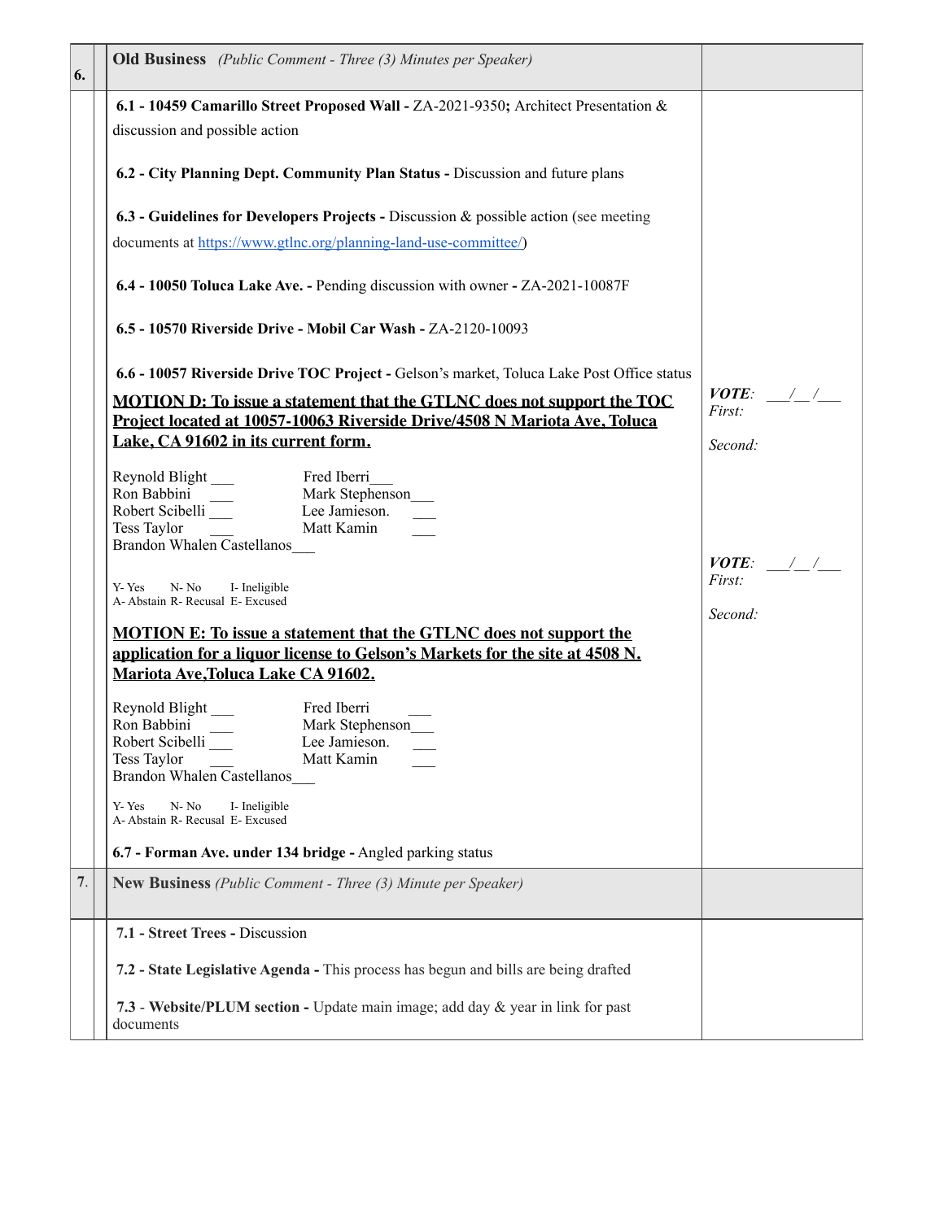| 6. | **Old Business** *(Public Comment - Three (3) Minutes per Speaker)* | |
|---|---|---|
| | **6.1 - 10459 Camarillo Street Proposed Wall -** ZA-2021-9350**;** Architect Presentation & discussion and possible action | |
| | **6.2 - City Planning Dept. Community Plan Status -** Discussion and future plans | |
| | **6.3 - Guidelines for Developers Projects -** Discussion & possible action (see meeting documents at https://www.gtlnc.org/planning-land-use-committee/) | |
| | **6.4 - 10050 Toluca Lake Ave. -** Pending discussion with owner **-** ZA-2021-10087F | |
| | **6.5 - 10570 Riverside Drive - Mobil Car Wash -** ZA-2120-10093 | |
| | **6.6 - 10057 Riverside Drive TOC Project -** Gelson's market, Toluca Lake Post Office status | |
| | **MOTION D: To issue a statement that the GTLNC does not support the TOC Project located at 10057-10063 Riverside Drive/4508 N Mariota Ave, Toluca Lake, CA 91602 in its current form.**<br><br>Reynold Blight ___ Fred Iberri___<br>Ron Babbini ___ Mark Stephenson___<br>Robert Scibelli ___ Lee Jamieson. ___<br>Tess Taylor ___ Matt Kamin ___<br>Brandon Whalen Castellanos___<br><br>Y- Yes N- No I- Ineligible<br>A- Abstain R- Recusal E- Excused | ***VOTE:*** ___/__/___<br>*First:*<br><br>*Second:* |
| | **MOTION E: To issue a statement that the GTLNC does not support the application for a liquor license to Gelson's Markets for the site at 4508 N. Mariota Ave,Toluca Lake CA 91602.**<br><br>Reynold Blight ___ Fred Iberri ___<br>Ron Babbini ___ Mark Stephenson___<br>Robert Scibelli ___ Lee Jamieson. ___<br>Tess Taylor ___ Matt Kamin ___<br>Brandon Whalen Castellanos___<br><br>Y- Yes N- No I- Ineligible<br>A- Abstain R- Recusal E- Excused | ***VOTE:*** ___/__/___<br>*First:*<br><br>*Second:* |
| | **6.7 - Forman Ave. under 134 bridge -** Angled parking status | |
| 7. | **New Business** *(Public Comment - Three (3) Minute per Speaker)* | |
| | **7.1 - Street Trees -** Discussion | |
| | **7.2 - State Legislative Agenda -** This process has begun and bills are being drafted | |
| | **7.3** - **Website/PLUM section -** Update main image; add day & year in link for past documents | |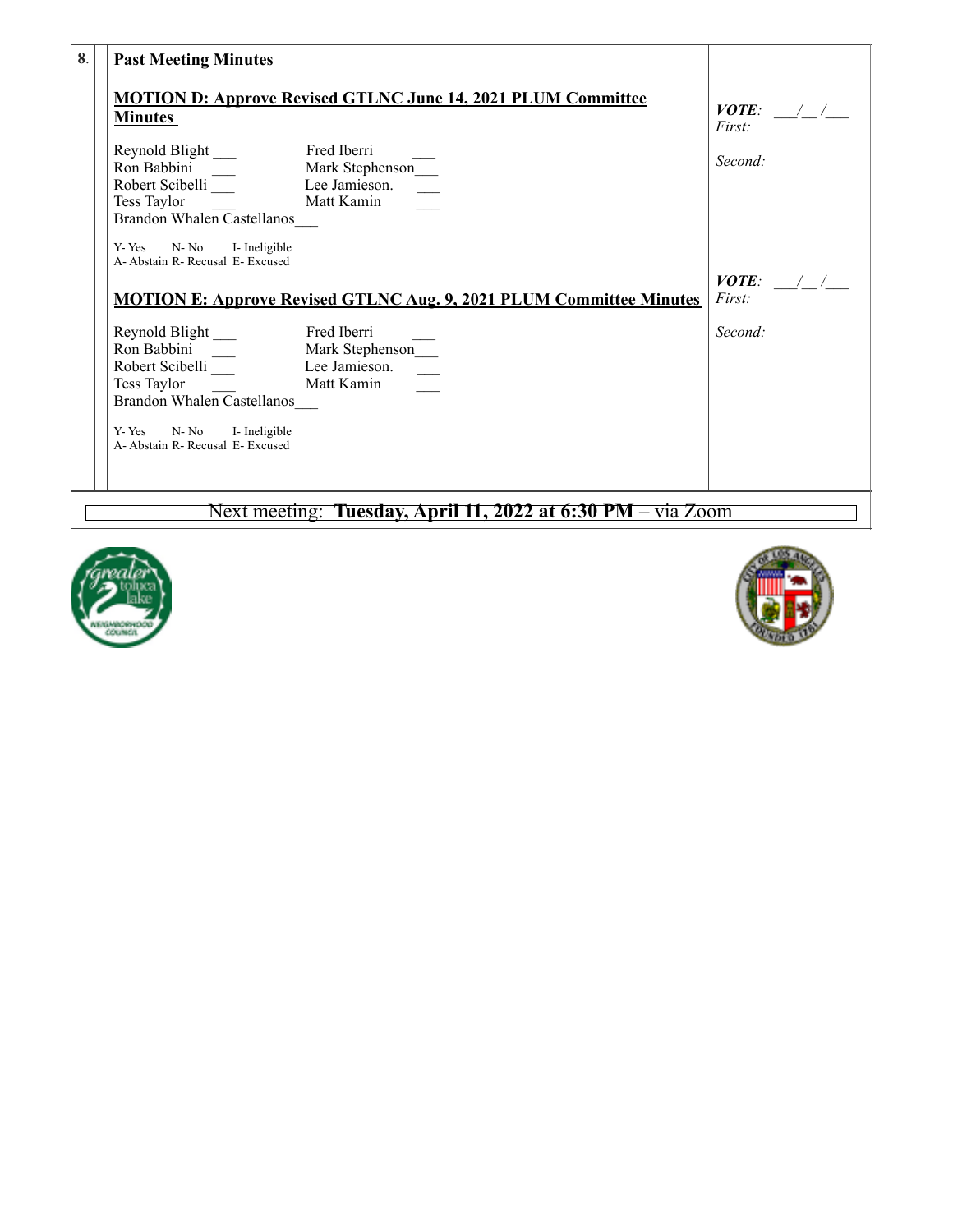**8. Past Meeting Minutes**

**MOTION D: Approve Revised GTLNC June 14, 2021 PLUM Committee Minutes**

***VOTE:*** ___/__/___
*First:*
*Second:*

| | |
|---|---|
| Reynold Blight ___ | Fred Iberri ___ |
| Ron Babbini ___ | Mark Stephenson___ |
| Robert Scibelli ___ | Lee Jamieson. ___ |
| Tess Taylor ___ | Matt Kamin ___ |
| Brandon Whalen Castellanos___ | |

Y- Yes N- No I- Ineligible
A- Abstain R- Recusal E- Excused

**MOTION E: Approve Revised GTLNC Aug. 9, 2021 PLUM Committee Minutes**

***VOTE:*** ___/__/___
*First:*
*Second:*

| | |
|---|---|
| Reynold Blight ___ | Fred Iberri ___ |
| Ron Babbini ___ | Mark Stephenson___ |
| Robert Scibelli ___ | Lee Jamieson. ___ |
| Tess Taylor ___ | Matt Kamin ___ |
| Brandon Whalen Castellanos___ | |

Y- Yes N- No I- Ineligible
A- Abstain R- Recusal E- Excused

Next meeting: **Tuesday, April 11, 2022 at 6:30 PM** – via Zoom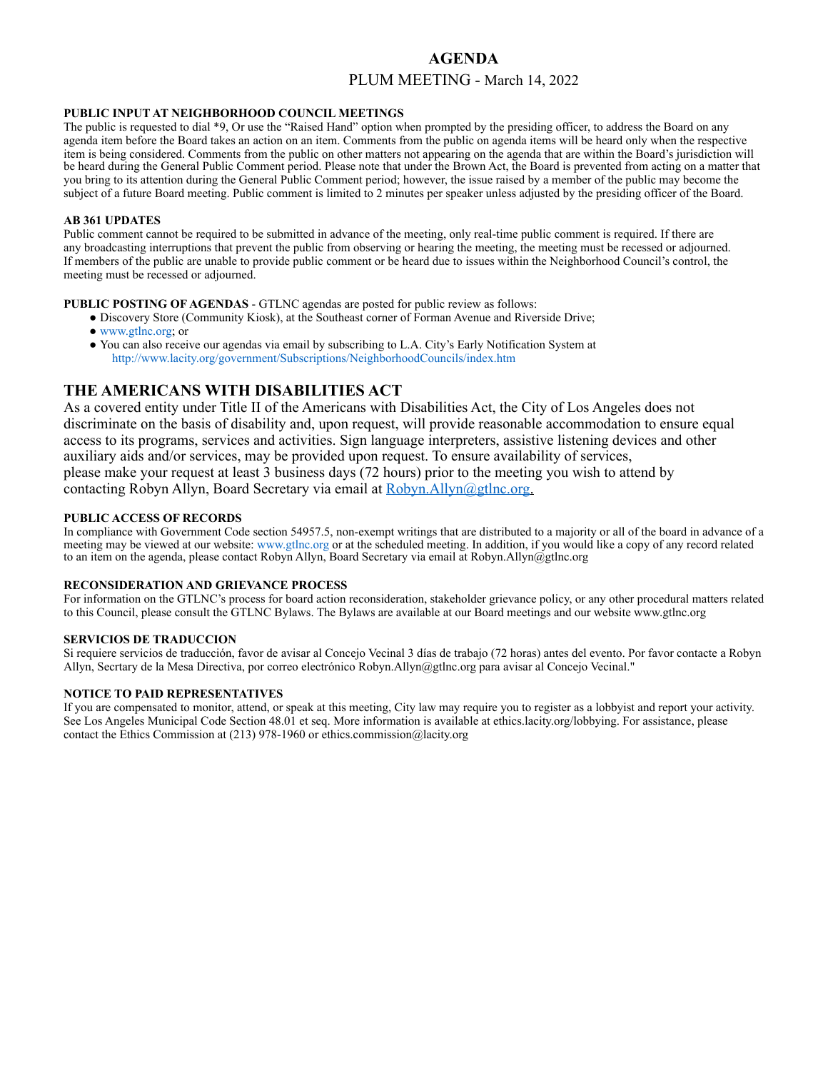# AGENDA

PLUM MEETING - March 14, 2022

**PUBLIC INPUT AT NEIGHBORHOOD COUNCIL MEETINGS**

The public is requested to dial *9, Or use the "Raised Hand" option when prompted by the presiding officer, to address the Board on any agenda item before the Board takes an action on an item. Comments from the public on agenda items will be heard only when the respective item is being considered. Comments from the public on other matters not appearing on the agenda that are within the Board's jurisdiction will be heard during the General Public Comment period. Please note that under the Brown Act, the Board is prevented from acting on a matter that you bring to its attention during the General Public Comment period; however, the issue raised by a member of the public may become the subject of a future Board meeting. Public comment is limited to 2 minutes per speaker unless adjusted by the presiding officer of the Board.

**AB 361 UPDATES**

Public comment cannot be required to be submitted in advance of the meeting, only real-time public comment is required. If there are any broadcasting interruptions that prevent the public from observing or hearing the meeting, the meeting must be recessed or adjourned. If members of the public are unable to provide public comment or be heard due to issues within the Neighborhood Council's control, the meeting must be recessed or adjourned.

**PUBLIC POSTING OF AGENDAS** - GTLNC agendas are posted for public review as follows:

- Discovery Store (Community Kiosk), at the Southeast corner of Forman Avenue and Riverside Drive;
- www.gtlnc.org; or
- You can also receive our agendas via email by subscribing to L.A. City's Early Notification System at http://www.lacity.org/government/Subscriptions/NeighborhoodCouncils/index.htm

## THE AMERICANS WITH DISABILITIES ACT

As a covered entity under Title II of the Americans with Disabilities Act, the City of Los Angeles does not discriminate on the basis of disability and, upon request, will provide reasonable accommodation to ensure equal access to its programs, services and activities. Sign language interpreters, assistive listening devices and other auxiliary aids and/or services, may be provided upon request. To ensure availability of services, please make your request at least 3 business days (72 hours) prior to the meeting you wish to attend by contacting Robyn Allyn, Board Secretary via email at Robyn.Allyn@gtlnc.org.

**PUBLIC ACCESS OF RECORDS**

In compliance with Government Code section 54957.5, non-exempt writings that are distributed to a majority or all of the board in advance of a meeting may be viewed at our website: www.gtlnc.org or at the scheduled meeting. In addition, if you would like a copy of any record related to an item on the agenda, please contact Robyn Allyn, Board Secretary via email at Robyn.Allyn@gtlnc.org

**RECONSIDERATION AND GRIEVANCE PROCESS**

For information on the GTLNC's process for board action reconsideration, stakeholder grievance policy, or any other procedural matters related to this Council, please consult the GTLNC Bylaws. The Bylaws are available at our Board meetings and our website www.gtlnc.org

**SERVICIOS DE TRADUCCION**

Si requiere servicios de traducción, favor de avisar al Concejo Vecinal 3 días de trabajo (72 horas) antes del evento. Por favor contacte a Robyn Allyn, Secrtary de la Mesa Directiva, por correo electrónico Robyn.Allyn@gtlnc.org para avisar al Concejo Vecinal."

**NOTICE TO PAID REPRESENTATIVES**

If you are compensated to monitor, attend, or speak at this meeting, City law may require you to register as a lobbyist and report your activity. See Los Angeles Municipal Code Section 48.01 et seq. More information is available at ethics.lacity.org/lobbying. For assistance, please contact the Ethics Commission at (213) 978-1960 or ethics.commission@lacity.org